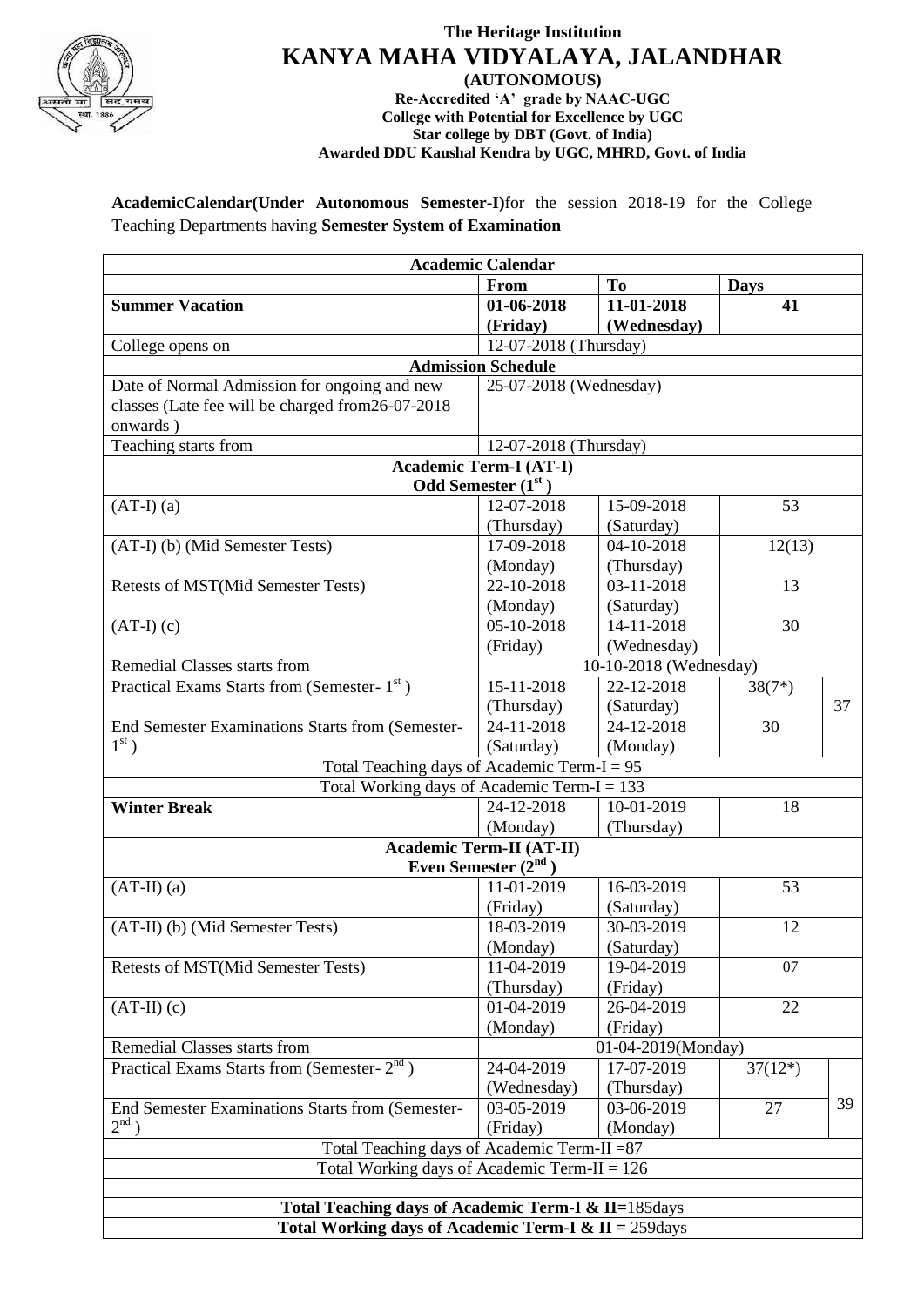**The Heritage Institution**

# KANYA MAHA VIDYALAYA, JALANDHAR

**(AUTONOMOUS)**

**Re-Accredited 'A' grade by NAAC-UGC**
**College with Potential for Excellence by UGC**
**Star college by DBT (Govt. of India)**
**Awarded DDU Kaushal Kendra by UGC, MHRD, Govt. of India**

**AcademicCalendar(Under Autonomous Semester-I)**for the session 2018-19 for the College Teaching Departments having **Semester System of Examination**

| **Academic Calendar** | | | | |
|---|---|---|---|---|
| | **From** | **To** | **Days** | |
| **Summer Vacation** | **01-06-2018 (Friday)** | **11-01-2018 (Wednesday)** | **41** | |
| College opens on | 12-07-2018 (Thursday) | | | |
| **Admission Schedule** | | | | |
| Date of Normal Admission for ongoing and new classes (Late fee will be charged from26-07-2018 onwards ) | 25-07-2018 (Wednesday) | | | |
| Teaching starts from | 12-07-2018 (Thursday) | | | |
| **Academic Term-I (AT-I) Odd Semester (1st )** | | | | |
| (AT-I) (a) | 12-07-2018 (Thursday) | 15-09-2018 (Saturday) | 53 | |
| (AT-I) (b) (Mid Semester Tests) | 17-09-2018 (Monday) | 04-10-2018 (Thursday) | 12(13) | |
| Retests of MST(Mid Semester Tests) | 22-10-2018 (Monday) | 03-11-2018 (Saturday) | 13 | |
| (AT-I) (c) | 05-10-2018 (Friday) | 14-11-2018 (Wednesday) | 30 | |
| Remedial Classes starts from | 10-10-2018 (Wednesday) | | | |
| Practical Exams Starts from (Semester- 1st ) | 15-11-2018 (Thursday) | 22-12-2018 (Saturday) | 38(7*) | 37 |
| End Semester Examinations Starts from (Semester- 1st ) | 24-11-2018 (Saturday) | 24-12-2018 (Monday) | 30 | |
| Total Teaching days of Academic Term-I = 95 | | | | |
| Total Working days of Academic Term-I = 133 | | | | |
| **Winter Break** | 24-12-2018 (Monday) | 10-01-2019 (Thursday) | 18 | |
| **Academic Term-II (AT-II) Even Semester (2nd )** | | | | |
| (AT-II) (a) | 11-01-2019 (Friday) | 16-03-2019 (Saturday) | 53 | |
| (AT-II) (b) (Mid Semester Tests) | 18-03-2019 (Monday) | 30-03-2019 (Saturday) | 12 | |
| Retests of MST(Mid Semester Tests) | 11-04-2019 (Thursday) | 19-04-2019 (Friday) | 07 | |
| (AT-II) (c) | 01-04-2019 (Monday) | 26-04-2019 (Friday) | 22 | |
| Remedial Classes starts from | 01-04-2019(Monday) | | | |
| Practical Exams Starts from (Semester- 2nd ) | 24-04-2019 (Wednesday) | 17-07-2019 (Thursday) | 37(12*) | 39 |
| End Semester Examinations Starts from (Semester- 2nd ) | 03-05-2019 (Friday) | 03-06-2019 (Monday) | 27 | |
| Total Teaching days of Academic Term-II =87 | | | | |
| Total Working days of Academic Term-II = 126 | | | | |
| | | | | |
| **Total Teaching days of Academic Term-I & II=**185days | | | | |
| **Total Working days of Academic Term-I & II =** 259days | | | | |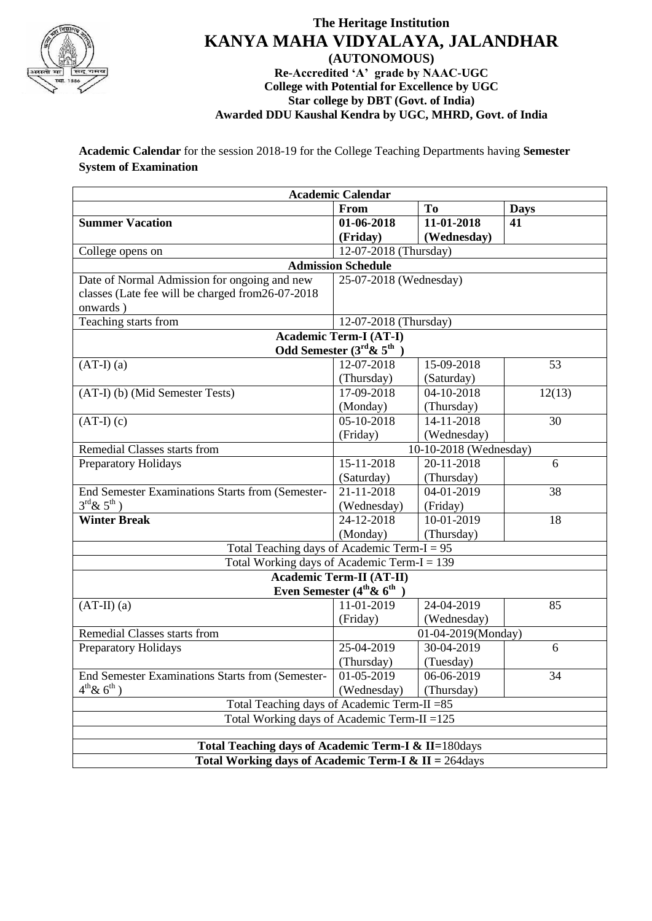# The Heritage Institution

# KANYA MAHA VIDYALAYA, JALANDHAR

**(AUTONOMOUS)**

**Re-Accredited 'A' grade by NAAC-UGC**
**College with Potential for Excellence by UGC**
**Star college by DBT (Govt. of India)**
**Awarded DDU Kaushal Kendra by UGC, MHRD, Govt. of India**

**Academic Calendar** for the session 2018-19 for the College Teaching Departments having **Semester System of Examination**

| **Academic Calendar** | | | |
|---|---|---|---|
| | **From** | **To** | **Days** |
| **Summer Vacation** | **01-06-2018 (Friday)** | **11-01-2018 (Wednesday)** | **41** |
| College opens on | 12-07-2018 (Thursday) | | |
| **Admission Schedule** | | | |
| Date of Normal Admission for ongoing and new classes (Late fee will be charged from26-07-2018 onwards ) | 25-07-2018 (Wednesday) | | |
| Teaching starts from | 12-07-2018 (Thursday) | | |
| **Academic Term-I (AT-I) Odd Semester ($3^{rd}$& $5^{th}$ )** | | | |
| (AT-I) (a) | 12-07-2018 (Thursday) | 15-09-2018 (Saturday) | 53 |
| (AT-I) (b) (Mid Semester Tests) | 17-09-2018 (Monday) | 04-10-2018 (Thursday) | 12(13) |
| (AT-I) (c) | 05-10-2018 (Friday) | 14-11-2018 (Wednesday) | 30 |
| Remedial Classes starts from | 10-10-2018 (Wednesday) | | |
| Preparatory Holidays | 15-11-2018 (Saturday) | 20-11-2018 (Thursday) | 6 |
| End Semester Examinations Starts from (Semester- $3^{rd}$& $5^{th}$ ) | 21-11-2018 (Wednesday) | 04-01-2019 (Friday) | 38 |
| **Winter Break** | 24-12-2018 (Monday) | 10-01-2019 (Thursday) | 18 |
| Total Teaching days of Academic Term-I = 95 | | | |
| Total Working days of Academic Term-I = 139 | | | |
| **Academic Term-II (AT-II) Even Semester ($4^{th}$& $6^{th}$ )** | | | |
| (AT-II) (a) | 11-01-2019 (Friday) | 24-04-2019 (Wednesday) | 85 |
| Remedial Classes starts from | 01-04-2019(Monday) | | |
| Preparatory Holidays | 25-04-2019 (Thursday) | 30-04-2019 (Tuesday) | 6 |
| End Semester Examinations Starts from (Semester- $4^{th}$& $6^{th}$ ) | 01-05-2019 (Wednesday) | 06-06-2019 (Thursday) | 34 |
| Total Teaching days of Academic Term-II =85 | | | |
| Total Working days of Academic Term-II =125 | | | |
| | | | |
| **Total Teaching days of Academic Term-I & II=**180days | | | |
| **Total Working days of Academic Term-I & II =** 264days | | | |